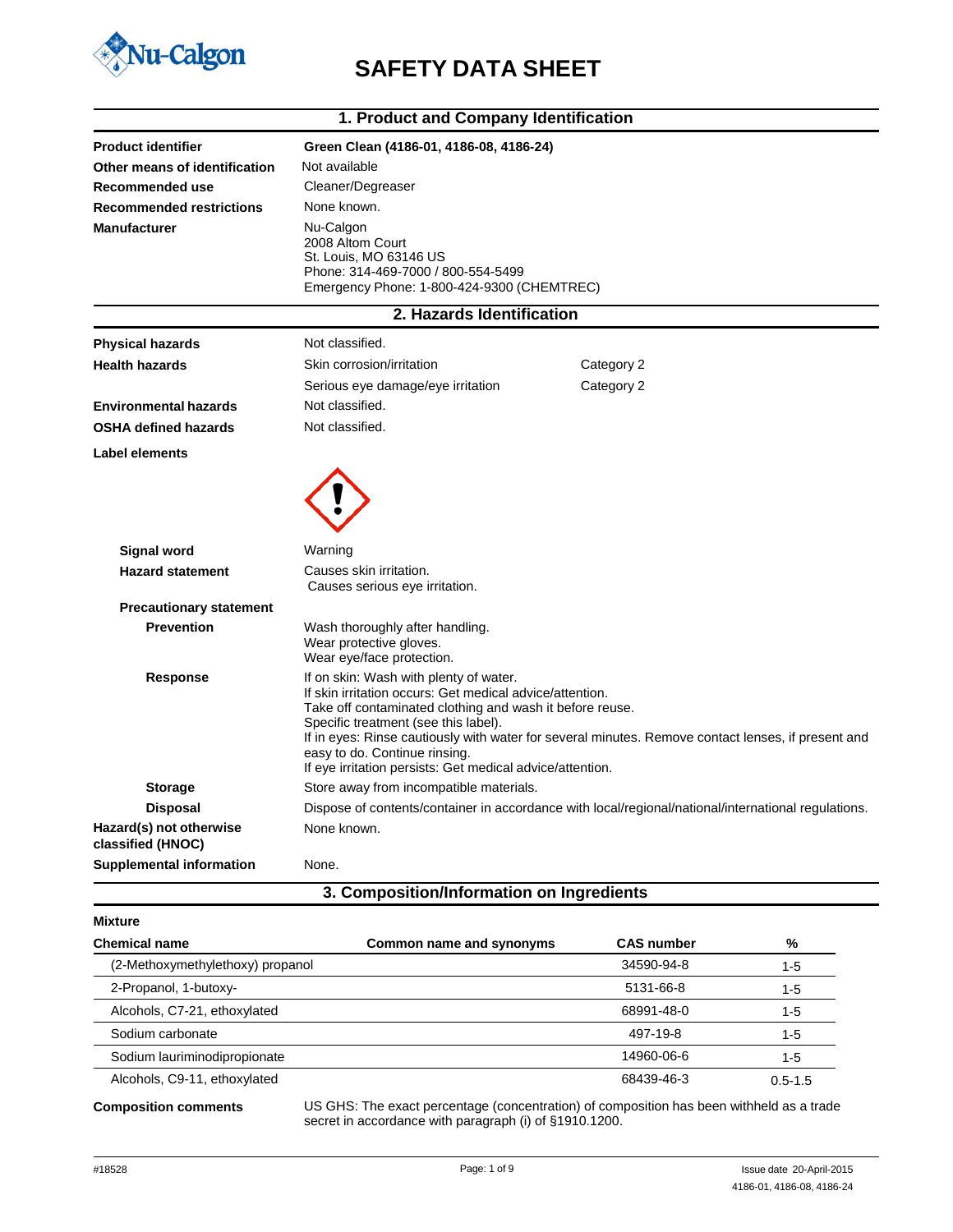Nu-Calgon

# SAFETY DATA SHEET

## 1. Product and Company Identification

| | |
|---|---|
| **Product identifier** | **Green Clean (4186-01, 4186-08, 4186-24)** |
| **Other means of identification** | Not available |
| **Recommended use** | Cleaner/Degreaser |
| **Recommended restrictions** | None known. |
| **Manufacturer** | Nu-Calgon<br>2008 Altom Court<br>St. Louis, MO 63146 US<br>Phone: 314-469-7000 / 800-554-5499<br>Emergency Phone: 1-800-424-9300 (CHEMTREC) |

## 2. Hazards Identification

| | | |
|---|---|---|
| **Physical hazards** | Not classified. | |
| **Health hazards** | Skin corrosion/irritation | Category 2 |
| | Serious eye damage/eye irritation | Category 2 |
| **Environmental hazards** | Not classified. | |
| **OSHA defined hazards** | Not classified. | |

**Label elements**

**Signal word** Warning

**Hazard statement** Causes skin irritation.
Causes serious eye irritation.

**Precautionary statement**

**Prevention**
Wash thoroughly after handling.
Wear protective gloves.
Wear eye/face protection.

**Response**
If on skin: Wash with plenty of water.
If skin irritation occurs: Get medical advice/attention.
Take off contaminated clothing and wash it before reuse.
Specific treatment (see this label).
If in eyes: Rinse cautiously with water for several minutes. Remove contact lenses, if present and easy to do. Continue rinsing.
If eye irritation persists: Get medical advice/attention.

**Storage** Store away from incompatible materials.

**Disposal** Dispose of contents/container in accordance with local/regional/national/international regulations.

**Hazard(s) not otherwise classified (HNOC)** None known.

**Supplemental information** None.

## 3. Composition/Information on Ingredients

**Mixture**

| Chemical name | Common name and synonyms | CAS number | % |
|---|---|---|---|
| (2-Methoxymethylethoxy) propanol | | 34590-94-8 | 1-5 |
| 2-Propanol, 1-butoxy- | | 5131-66-8 | 1-5 |
| Alcohols, C7-21, ethoxylated | | 68991-48-0 | 1-5 |
| Sodium carbonate | | 497-19-8 | 1-5 |
| Sodium lauriminodipropionate | | 14960-06-6 | 1-5 |
| Alcohols, C9-11, ethoxylated | | 68439-46-3 | 0.5-1.5 |

**Composition comments** US GHS: The exact percentage (concentration) of composition has been withheld as a trade secret in accordance with paragraph (i) of §1910.1200.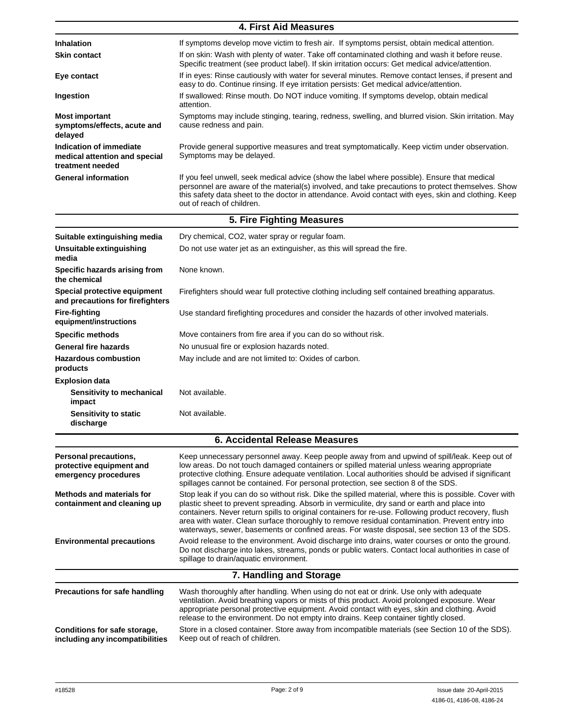## 4. First Aid Measures

| | |
|---|---|
| **Inhalation** | If symptoms develop move victim to fresh air. If symptoms persist, obtain medical attention. |
| **Skin contact** | If on skin: Wash with plenty of water. Take off contaminated clothing and wash it before reuse. Specific treatment (see product label). If skin irritation occurs: Get medical advice/attention. |
| **Eye contact** | If in eyes: Rinse cautiously with water for several minutes. Remove contact lenses, if present and easy to do. Continue rinsing. If eye irritation persists: Get medical advice/attention. |
| **Ingestion** | If swallowed: Rinse mouth. Do NOT induce vomiting. If symptoms develop, obtain medical attention. |
| **Most important symptoms/effects, acute and delayed** | Symptoms may include stinging, tearing, redness, swelling, and blurred vision. Skin irritation. May cause redness and pain. |
| **Indication of immediate medical attention and special treatment needed** | Provide general supportive measures and treat symptomatically. Keep victim under observation. Symptoms may be delayed. |
| **General information** | If you feel unwell, seek medical advice (show the label where possible). Ensure that medical personnel are aware of the material(s) involved, and take precautions to protect themselves. Show this safety data sheet to the doctor in attendance. Avoid contact with eyes, skin and clothing. Keep out of reach of children. |

## 5. Fire Fighting Measures

| | |
|---|---|
| **Suitable extinguishing media** | Dry chemical, $CO_2$, water spray or regular foam. |
| **Unsuitable extinguishing media** | Do not use water jet as an extinguisher, as this will spread the fire. |
| **Specific hazards arising from the chemical** | None known. |
| **Special protective equipment and precautions for firefighters** | Firefighters should wear full protective clothing including self contained breathing apparatus. |
| **Fire-fighting equipment/instructions** | Use standard firefighting procedures and consider the hazards of other involved materials. |
| **Specific methods** | Move containers from fire area if you can do so without risk. |
| **General fire hazards** | No unusual fire or explosion hazards noted. |
| **Hazardous combustion products** | May include and are not limited to: Oxides of carbon. |
| **Explosion data** | |
| **Sensitivity to mechanical impact** | Not available. |
| **Sensitivity to static discharge** | Not available. |

## 6. Accidental Release Measures

| | |
|---|---|
| **Personal precautions, protective equipment and emergency procedures** | Keep unnecessary personnel away. Keep people away from and upwind of spill/leak. Keep out of low areas. Do not touch damaged containers or spilled material unless wearing appropriate protective clothing. Ensure adequate ventilation. Local authorities should be advised if significant spillages cannot be contained. For personal protection, see section 8 of the SDS. |
| **Methods and materials for containment and cleaning up** | Stop leak if you can do so without risk. Dike the spilled material, where this is possible. Cover with plastic sheet to prevent spreading. Absorb in vermiculite, dry sand or earth and place into containers. Never return spills to original containers for re-use. Following product recovery, flush area with water. Clean surface thoroughly to remove residual contamination. Prevent entry into waterways, sewer, basements or confined areas. For waste disposal, see section 13 of the SDS. |
| **Environmental precautions** | Avoid release to the environment. Avoid discharge into drains, water courses or onto the ground. Do not discharge into lakes, streams, ponds or public waters. Contact local authorities in case of spillage to drain/aquatic environment. |

## 7. Handling and Storage

| | |
|---|---|
| **Precautions for safe handling** | Wash thoroughly after handling. When using do not eat or drink. Use only with adequate ventilation. Avoid breathing vapors or mists of this product. Avoid prolonged exposure. Wear appropriate personal protective equipment. Avoid contact with eyes, skin and clothing. Avoid release to the environment. Do not empty into drains. Keep container tightly closed. |
| **Conditions for safe storage, including any incompatibilities** | Store in a closed container. Store away from incompatible materials (see Section 10 of the SDS). Keep out of reach of children. |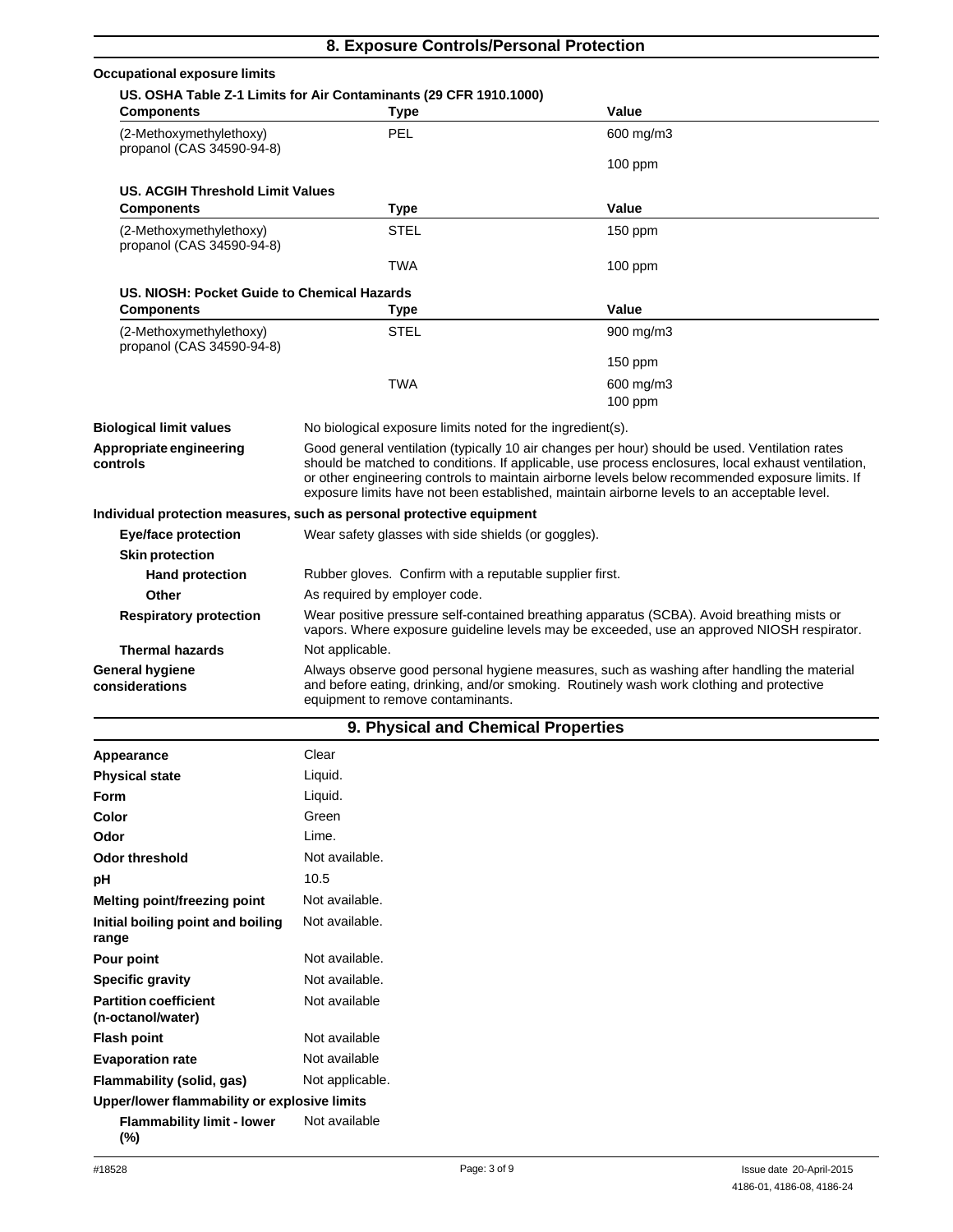## 8. Exposure Controls/Personal Protection

**Occupational exposure limits**

**US. OSHA Table Z-1 Limits for Air Contaminants (29 CFR 1910.1000)**

| Components | Type | Value |
| --- | --- | --- |
| (2-Methoxymethylethoxy) propanol (CAS 34590-94-8) | PEL | 600 mg/m3 |
| | | 100 ppm |

**US. ACGIH Threshold Limit Values**

| Components | Type | Value |
| --- | --- | --- |
| (2-Methoxymethylethoxy) propanol (CAS 34590-94-8) | STEL | 150 ppm |
| | TWA | 100 ppm |

**US. NIOSH: Pocket Guide to Chemical Hazards**

| Components | Type | Value |
| --- | --- | --- |
| (2-Methoxymethylethoxy) propanol (CAS 34590-94-8) | STEL | 900 mg/m3 |
| | | 150 ppm |
| | TWA | 600 mg/m3 |
| | | 100 ppm |

**Biological limit values** No biological exposure limits noted for the ingredient(s).

**Appropriate engineering controls** Good general ventilation (typically 10 air changes per hour) should be used. Ventilation rates should be matched to conditions. If applicable, use process enclosures, local exhaust ventilation, or other engineering controls to maintain airborne levels below recommended exposure limits. If exposure limits have not been established, maintain airborne levels to an acceptable level.

**Individual protection measures, such as personal protective equipment**

**Eye/face protection** Wear safety glasses with side shields (or goggles).

**Skin protection**

**Hand protection** Rubber gloves. Confirm with a reputable supplier first.

**Other** As required by employer code.

**Respiratory protection** Wear positive pressure self-contained breathing apparatus (SCBA). Avoid breathing mists or vapors. Where exposure guideline levels may be exceeded, use an approved NIOSH respirator.

**Thermal hazards** Not applicable.

**General hygiene considerations** Always observe good personal hygiene measures, such as washing after handling the material and before eating, drinking, and/or smoking. Routinely wash work clothing and protective equipment to remove contaminants.

## 9. Physical and Chemical Properties

| | |
| --- | --- |
| **Appearance** | Clear |
| **Physical state** | Liquid. |
| **Form** | Liquid. |
| **Color** | Green |
| **Odor** | Lime. |
| **Odor threshold** | Not available. |
| **pH** | 10.5 |
| **Melting point/freezing point** | Not available. |
| **Initial boiling point and boiling range** | Not available. |
| **Pour point** | Not available. |
| **Specific gravity** | Not available. |
| **Partition coefficient (n-octanol/water)** | Not available |
| **Flash point** | Not available |
| **Evaporation rate** | Not available |
| **Flammability (solid, gas)** | Not applicable. |

**Upper/lower flammability or explosive limits**

**Flammability limit - lower (%)** Not available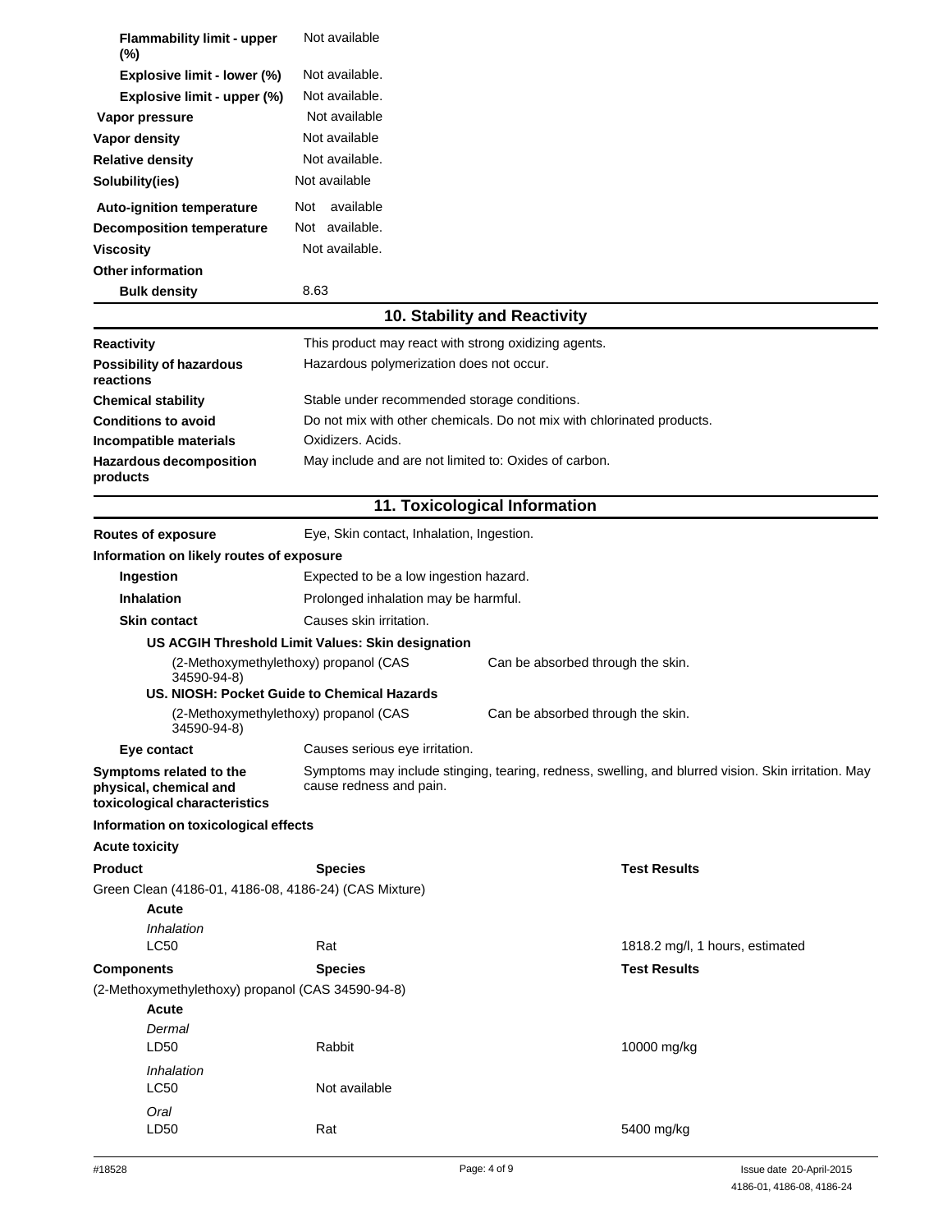| | |
|---|---|
| **Flammability limit - upper (%)** | Not available |
| **Explosive limit - lower (%)** | Not available. |
| **Explosive limit - upper (%)** | Not available. |
| **Vapor pressure** | Not available |
| **Vapor density** | Not available |
| **Relative density** | Not available. |
| **Solubility(ies)** | Not available |
| **Auto-ignition temperature** | Not available |
| **Decomposition temperature** | Not available. |
| **Viscosity** | Not available. |
| **Other information** | |
| **Bulk density** | 8.63 |

## 10. Stability and Reactivity

| | |
|---|---|
| **Reactivity** | This product may react with strong oxidizing agents. |
| **Possibility of hazardous reactions** | Hazardous polymerization does not occur. |
| **Chemical stability** | Stable under recommended storage conditions. |
| **Conditions to avoid** | Do not mix with other chemicals. Do not mix with chlorinated products. |
| **Incompatible materials** | Oxidizers. Acids. |
| **Hazardous decomposition products** | May include and are not limited to: Oxides of carbon. |

## 11. Toxicological Information

**Routes of exposure** Eye, Skin contact, Inhalation, Ingestion.

**Information on likely routes of exposure**

**Ingestion** Expected to be a low ingestion hazard.

**Inhalation** Prolonged inhalation may be harmful.

**Skin contact** Causes skin irritation.

**US ACGIH Threshold Limit Values: Skin designation**

(2-Methoxymethylethoxy) propanol (CAS 34590-94-8) — Can be absorbed through the skin.

**US. NIOSH: Pocket Guide to Chemical Hazards**

(2-Methoxymethylethoxy) propanol (CAS 34590-94-8) — Can be absorbed through the skin.

**Eye contact** Causes serious eye irritation.

**Symptoms related to the physical, chemical and toxicological characteristics** Symptoms may include stinging, tearing, redness, swelling, and blurred vision. Skin irritation. May cause redness and pain.

**Information on toxicological effects**

**Acute toxicity**

| **Product** | **Species** | **Test Results** |
|---|---|---|
| Green Clean (4186-01, 4186-08, 4186-24) (CAS Mixture) | | |
| **Acute** | | |
| *Inhalation* | | |
| LC50 | Rat | 1818.2 mg/l, 1 hours, estimated |
| **Components** | **Species** | **Test Results** |
| (2-Methoxymethylethoxy) propanol (CAS 34590-94-8) | | |
| **Acute** | | |
| *Dermal* | | |
| LD50 | Rabbit | 10000 mg/kg |
| *Inhalation* | | |
| LC50 | Not available | |
| *Oral* | | |
| LD50 | Rat | 5400 mg/kg |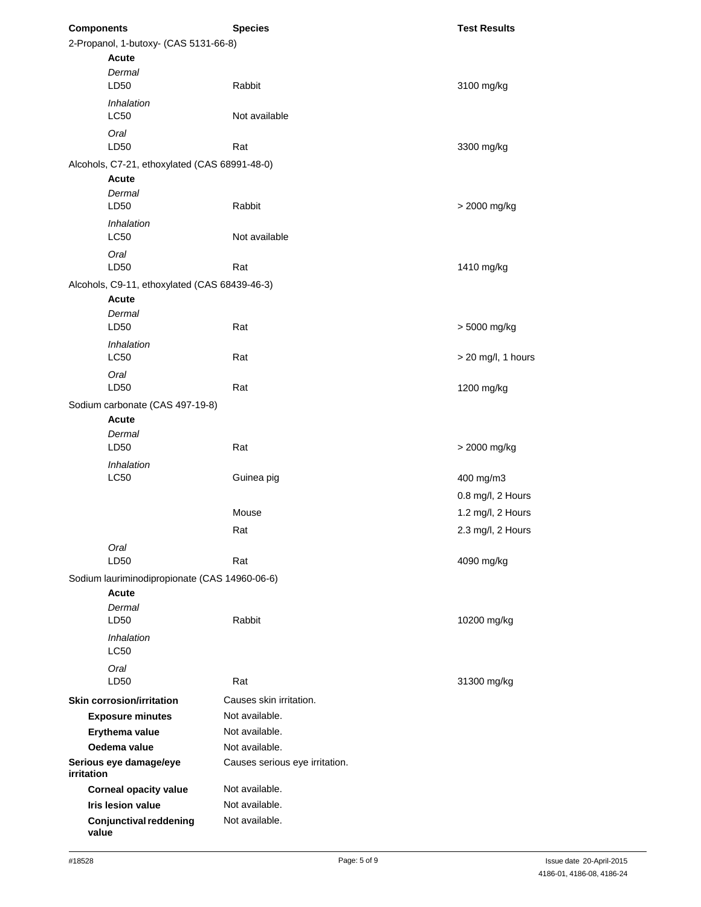| Components | Species | Test Results |
|---|---|---|
| 2-Propanol, 1-butoxy- (CAS 5131-66-8) | | |
| **Acute** | | |
| *Dermal* | | |
| LD50 | Rabbit | 3100 mg/kg |
| *Inhalation* | | |
| LC50 | Not available | |
| *Oral* | | |
| LD50 | Rat | 3300 mg/kg |
| Alcohols, C7-21, ethoxylated (CAS 68991-48-0) | | |
| **Acute** | | |
| *Dermal* | | |
| LD50 | Rabbit | > 2000 mg/kg |
| *Inhalation* | | |
| LC50 | Not available | |
| *Oral* | | |
| LD50 | Rat | 1410 mg/kg |
| Alcohols, C9-11, ethoxylated (CAS 68439-46-3) | | |
| **Acute** | | |
| *Dermal* | | |
| LD50 | Rat | > 5000 mg/kg |
| *Inhalation* | | |
| LC50 | Rat | > 20 mg/l, 1 hours |
| *Oral* | | |
| LD50 | Rat | 1200 mg/kg |
| Sodium carbonate (CAS 497-19-8) | | |
| **Acute** | | |
| *Dermal* | | |
| LD50 | Rat | > 2000 mg/kg |
| *Inhalation* | | |
| LC50 | Guinea pig | 400 mg/m3 |
| | | 0.8 mg/l, 2 Hours |
| | Mouse | 1.2 mg/l, 2 Hours |
| | Rat | 2.3 mg/l, 2 Hours |
| *Oral* | | |
| LD50 | Rat | 4090 mg/kg |
| Sodium lauriminodipropionate (CAS 14960-06-6) | | |
| **Acute** | | |
| *Dermal* | | |
| LD50 | Rabbit | 10200 mg/kg |
| *Inhalation* | | |
| LC50 | | |
| *Oral* | | |
| LD50 | Rat | 31300 mg/kg |

| | |
|---|---|
| **Skin corrosion/irritation** | Causes skin irritation. |
| **Exposure minutes** | Not available. |
| **Erythema value** | Not available. |
| **Oedema value** | Not available. |
| **Serious eye damage/eye irritation** | Causes serious eye irritation. |
| **Corneal opacity value** | Not available. |
| **Iris lesion value** | Not available. |
| **Conjunctival reddening value** | Not available. |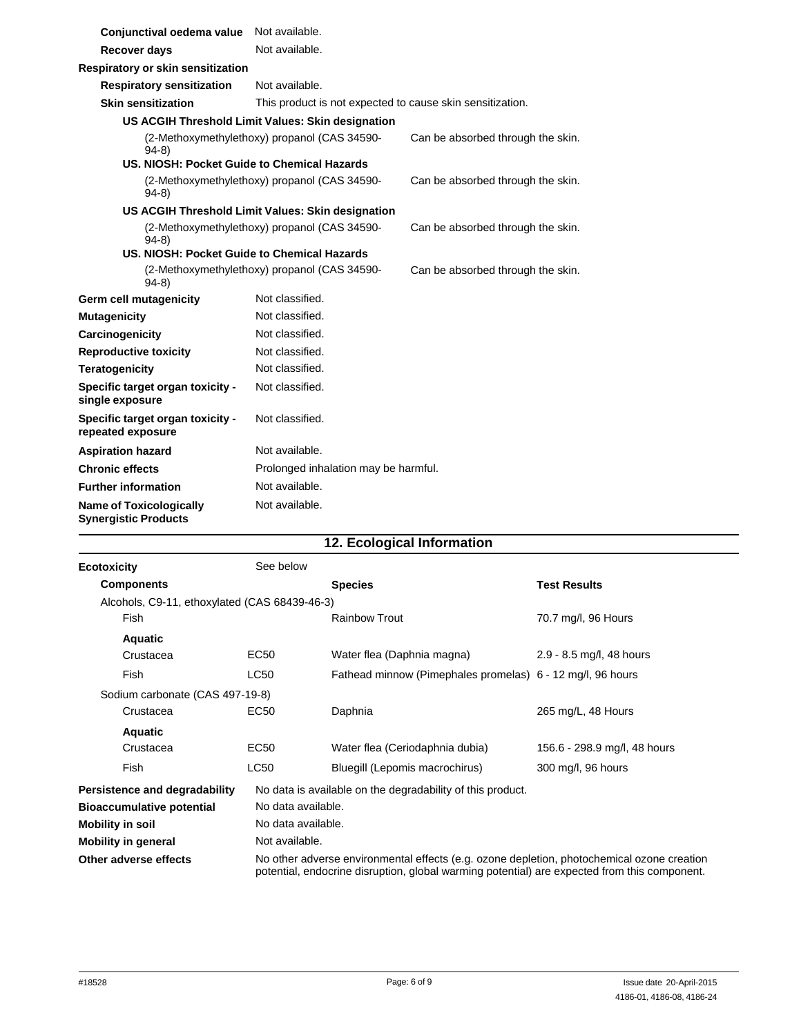| | |
|---|---|
| **Conjunctival oedema value** | Not available. |
| **Recover days** | Not available. |

**Respiratory or skin sensitization**

| | |
|---|---|
| **Respiratory sensitization** | Not available. |
| **Skin sensitization** | This product is not expected to cause skin sensitization. |

**US ACGIH Threshold Limit Values: Skin designation**

| | |
|---|---|
| (2-Methoxymethylethoxy) propanol (CAS 34590-94-8) | Can be absorbed through the skin. |

**US. NIOSH: Pocket Guide to Chemical Hazards**

| | |
|---|---|
| (2-Methoxymethylethoxy) propanol (CAS 34590-94-8) | Can be absorbed through the skin. |

**US ACGIH Threshold Limit Values: Skin designation**

| | |
|---|---|
| (2-Methoxymethylethoxy) propanol (CAS 34590-94-8) | Can be absorbed through the skin. |

**US. NIOSH: Pocket Guide to Chemical Hazards**

| | |
|---|---|
| (2-Methoxymethylethoxy) propanol (CAS 34590-94-8) | Can be absorbed through the skin. |

| | |
|---|---|
| **Germ cell mutagenicity** | Not classified. |
| **Mutagenicity** | Not classified. |
| **Carcinogenicity** | Not classified. |
| **Reproductive toxicity** | Not classified. |
| **Teratogenicity** | Not classified. |
| **Specific target organ toxicity - single exposure** | Not classified. |
| **Specific target organ toxicity - repeated exposure** | Not classified. |
| **Aspiration hazard** | Not available. |
| **Chronic effects** | Prolonged inhalation may be harmful. |
| **Further information** | Not available. |
| **Name of Toxicologically Synergistic Products** | Not available. |

## 12. Ecological Information

**Ecotoxicity** See below

| **Components** | | **Species** | **Test Results** |
|---|---|---|---|
| Alcohols, C9-11, ethoxylated (CAS 68439-46-3) | | | |
| Fish | | Rainbow Trout | 70.7 mg/l, 96 Hours |
| **Aquatic** | | | |
| Crustacea | EC50 | Water flea (Daphnia magna) | 2.9 - 8.5 mg/l, 48 hours |
| Fish | LC50 | Fathead minnow (Pimephales promelas) | 6 - 12 mg/l, 96 hours |
| Sodium carbonate (CAS 497-19-8) | | | |
| Crustacea | EC50 | Daphnia | 265 mg/L, 48 Hours |
| **Aquatic** | | | |
| Crustacea | EC50 | Water flea (Ceriodaphnia dubia) | 156.6 - 298.9 mg/l, 48 hours |
| Fish | LC50 | Bluegill (Lepomis macrochirus) | 300 mg/l, 96 hours |

| | |
|---|---|
| **Persistence and degradability** | No data is available on the degradability of this product. |
| **Bioaccumulative potential** | No data available. |
| **Mobility in soil** | No data available. |
| **Mobility in general** | Not available. |
| **Other adverse effects** | No other adverse environmental effects (e.g. ozone depletion, photochemical ozone creation potential, endocrine disruption, global warming potential) are expected from this component. |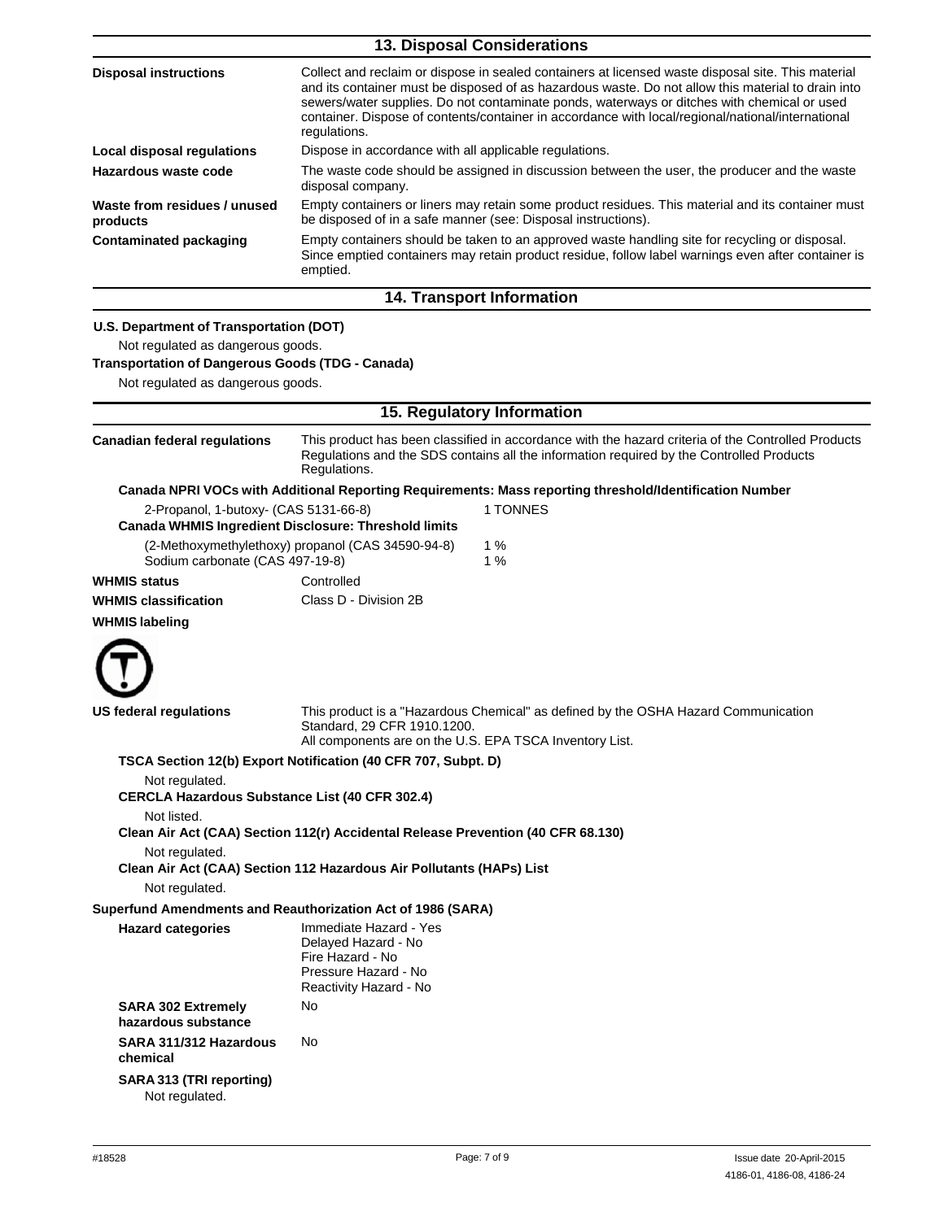## 13. Disposal Considerations

| | |
|---|---|
| **Disposal instructions** | Collect and reclaim or dispose in sealed containers at licensed waste disposal site. This material and its container must be disposed of as hazardous waste. Do not allow this material to drain into sewers/water supplies. Do not contaminate ponds, waterways or ditches with chemical or used container. Dispose of contents/container in accordance with local/regional/national/international regulations. |
| **Local disposal regulations** | Dispose in accordance with all applicable regulations. |
| **Hazardous waste code** | The waste code should be assigned in discussion between the user, the producer and the waste disposal company. |
| **Waste from residues / unused products** | Empty containers or liners may retain some product residues. This material and its container must be disposed of in a safe manner (see: Disposal instructions). |
| **Contaminated packaging** | Empty containers should be taken to an approved waste handling site for recycling or disposal. Since emptied containers may retain product residue, follow label warnings even after container is emptied. |

## 14. Transport Information

**U.S. Department of Transportation (DOT)**

Not regulated as dangerous goods.

**Transportation of Dangerous Goods (TDG - Canada)**

Not regulated as dangerous goods.

## 15. Regulatory Information

**Canadian federal regulations** This product has been classified in accordance with the hazard criteria of the Controlled Products Regulations and the SDS contains all the information required by the Controlled Products Regulations.

**Canada NPRI VOCs with Additional Reporting Requirements: Mass reporting threshold/Identification Number**

| | |
|---|---|
| 2-Propanol, 1-butoxy- (CAS 5131-66-8) | 1 TONNES |

**Canada WHMIS Ingredient Disclosure: Threshold limits**

| | |
|---|---|
| (2-Methoxymethylethoxy) propanol (CAS 34590-94-8) | 1 % |
| Sodium carbonate (CAS 497-19-8) | 1 % |

**WHMIS status** Controlled

**WHMIS classification** Class D - Division 2B

**WHMIS labeling**

**US federal regulations** This product is a "Hazardous Chemical" as defined by the OSHA Hazard Communication Standard, 29 CFR 1910.1200.
All components are on the U.S. EPA TSCA Inventory List.

**TSCA Section 12(b) Export Notification (40 CFR 707, Subpt. D)**

Not regulated.

**CERCLA Hazardous Substance List (40 CFR 302.4)**

Not listed.

**Clean Air Act (CAA) Section 112(r) Accidental Release Prevention (40 CFR 68.130)**

Not regulated.

**Clean Air Act (CAA) Section 112 Hazardous Air Pollutants (HAPs) List**

Not regulated.

**Superfund Amendments and Reauthorization Act of 1986 (SARA)**

**Hazard categories**
Immediate Hazard - Yes
Delayed Hazard - No
Fire Hazard - No
Pressure Hazard - No
Reactivity Hazard - No

**SARA 302 Extremely hazardous substance** No

**SARA 311/312 Hazardous chemical** No

**SARA 313 (TRI reporting)**

Not regulated.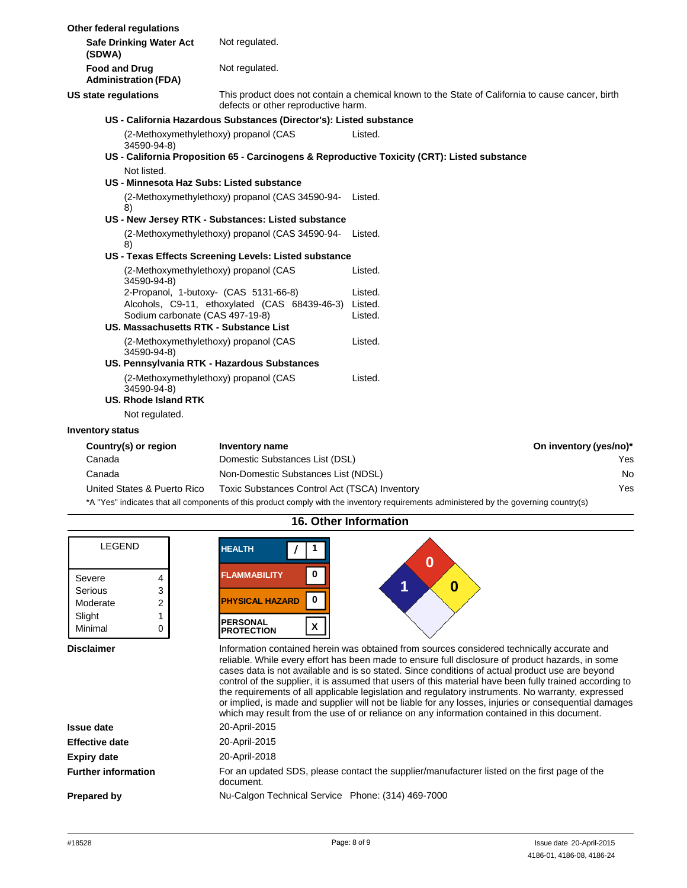**Other federal regulations**

| | |
|---|---|
| **Safe Drinking Water Act (SDWA)** | Not regulated. |
| **Food and Drug Administration (FDA)** | Not regulated. |

**US state regulations** This product does not contain a chemical known to the State of California to cause cancer, birth defects or other reproductive harm.

**US - California Hazardous Substances (Director's): Listed substance**

| | |
|---|---|
| (2-Methoxymethylethoxy) propanol (CAS 34590-94-8) | Listed. |

**US - California Proposition 65 - Carcinogens & Reproductive Toxicity (CRT): Listed substance**

Not listed.

**US - Minnesota Haz Subs: Listed substance**

| | |
|---|---|
| (2-Methoxymethylethoxy) propanol (CAS 34590-94-8) | Listed. |

**US - New Jersey RTK - Substances: Listed substance**

| | |
|---|---|
| (2-Methoxymethylethoxy) propanol (CAS 34590-94-8) | Listed. |

**US - Texas Effects Screening Levels: Listed substance**

| | |
|---|---|
| (2-Methoxymethylethoxy) propanol (CAS 34590-94-8) | Listed. |
| 2-Propanol, 1-butoxy- (CAS 5131-66-8) | Listed. |
| Alcohols, C9-11, ethoxylated (CAS 68439-46-3) | Listed. |
| Sodium carbonate (CAS 497-19-8) | Listed. |

**US. Massachusetts RTK - Substance List**

| | |
|---|---|
| (2-Methoxymethylethoxy) propanol (CAS 34590-94-8) | Listed. |

**US. Pennsylvania RTK - Hazardous Substances**

| | |
|---|---|
| (2-Methoxymethylethoxy) propanol (CAS 34590-94-8) | Listed. |

**US. Rhode Island RTK**

Not regulated.

**Inventory status**

| Country(s) or region | Inventory name | On inventory (yes/no)* |
|---|---|---|
| Canada | Domestic Substances List (DSL) | Yes |
| Canada | Non-Domestic Substances List (NDSL) | No |
| United States & Puerto Rico | Toxic Substances Control Act (TSCA) Inventory | Yes |

*A "Yes" indicates that all components of this product comply with the inventory requirements administered by the governing country(s)

## 16. Other Information

| LEGEND | |
|---|---|
| Severe | 4 |
| Serious | 3 |
| Moderate | 2 |
| Slight | 1 |
| Minimal | 0 |

| | |
|---|---|
| HEALTH | / 1 |
| FLAMMABILITY | 0 |
| PHYSICAL HAZARD | 0 |
| PERSONAL PROTECTION | X |

NFPA: Health 1, Flammability 0, Instability 0

**Disclaimer** Information contained herein was obtained from sources considered technically accurate and reliable. While every effort has been made to ensure full disclosure of product hazards, in some cases data is not available and is so stated. Since conditions of actual product use are beyond control of the supplier, it is assumed that users of this material have been fully trained according to the requirements of all applicable legislation and regulatory instruments. No warranty, expressed or implied, is made and supplier will not be liable for any losses, injuries or consequential damages which may result from the use of or reliance on any information contained in this document.

| | |
|---|---|
| **Issue date** | 20-April-2015 |
| **Effective date** | 20-April-2015 |
| **Expiry date** | 20-April-2018 |
| **Further information** | For an updated SDS, please contact the supplier/manufacturer listed on the first page of the document. |
| **Prepared by** | Nu-Calgon Technical Service Phone: (314) 469-7000 |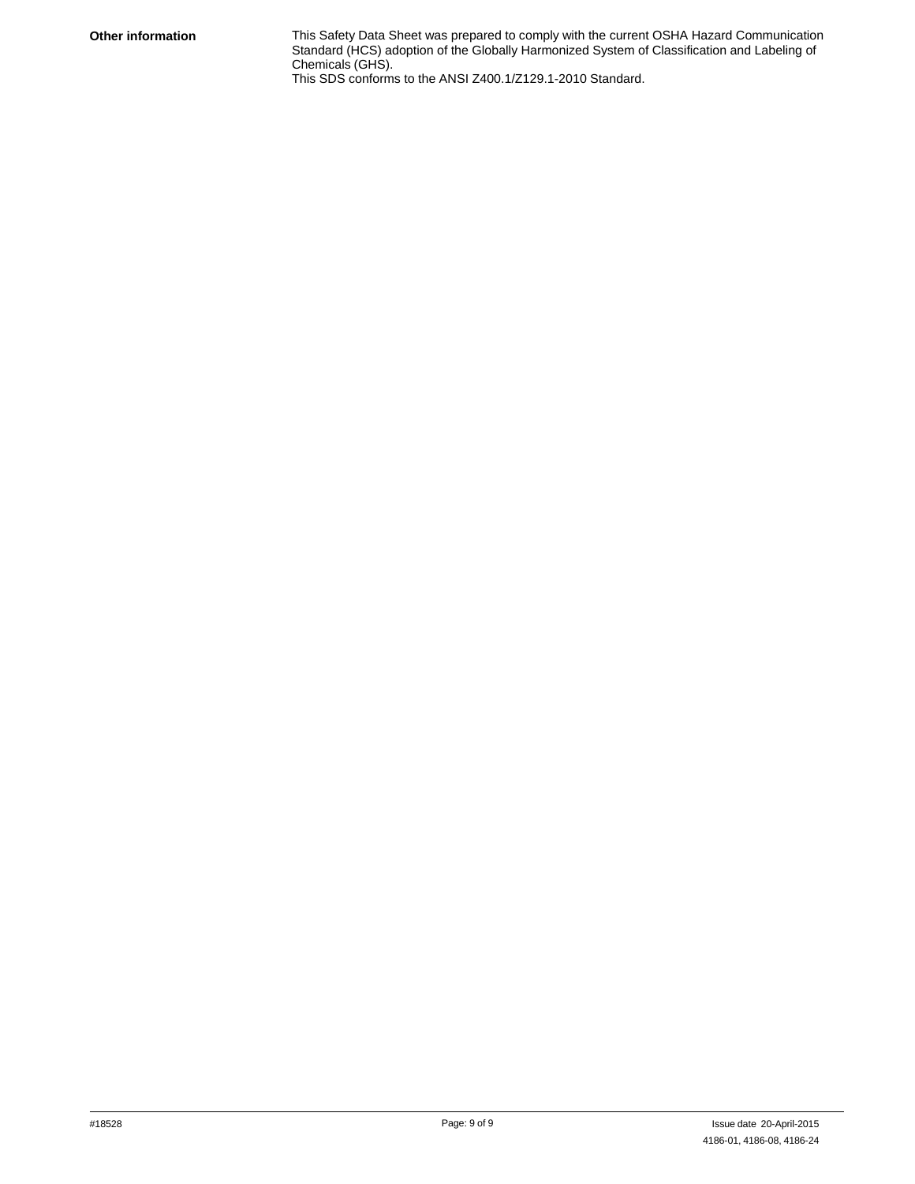**Other information**

This Safety Data Sheet was prepared to comply with the current OSHA Hazard Communication Standard (HCS) adoption of the Globally Harmonized System of Classification and Labeling of Chemicals (GHS).

This SDS conforms to the ANSI Z400.1/Z129.1-2010 Standard.